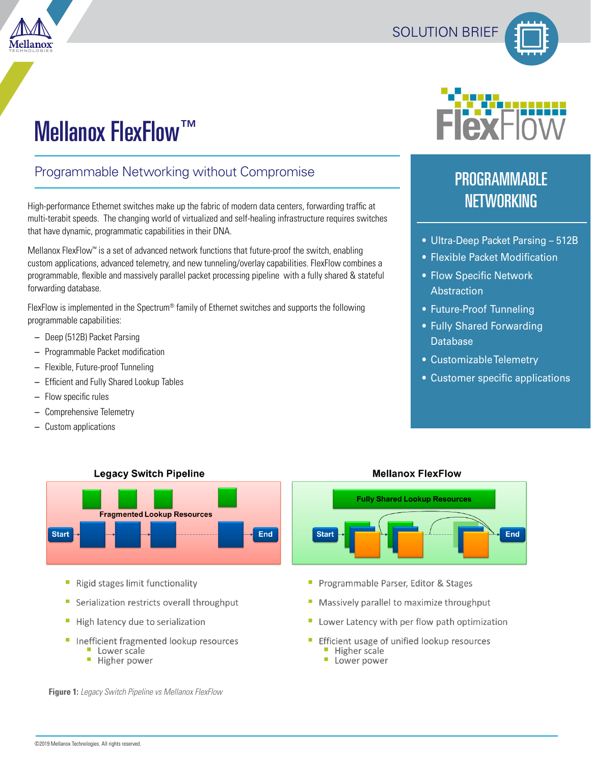# Mellanox FlexFlow™

## Programmable Networking without Compromise

High-performance Ethernet switches make up the fabric of modern data centers, forwarding traffic at multi-terabit speeds. The changing world of virtualized and self-healing infrastructure requires switches that have dynamic, programmatic capabilities in their DNA.

Mellanox FlexFlow™ is a set of advanced network functions that future-proof the switch, enabling custom applications, advanced telemetry, and new tunneling/overlay capabilities. FlexFlow combines a programmable, flexible and massively parallel packet processing pipeline with a fully shared & stateful forwarding database.

FlexFlow is implemented in the Spectrum® family of Ethernet switches and supports the following programmable capabilities:

- Deep (512B) Packet Parsing
- Programmable Packet modification
- Flexible, Future-proof Tunneling
- Efficient and Fully Shared Lookup Tables
- Flow specific rules
- Comprehensive Telemetry
- Custom applications

## PROGRAMMABLE NETWORKING

- Ultra-Deep Packet Parsing – 512B
- Flexible Packet Modification
- Flow Specific Network Abstraction
- Future-Proof Tunneling
- Fully Shared Forwarding Database
- Customizable Telemetry
- Customer specific applications

**Legacy Switch Pipeline**

Fragmented Lookup Resources

Start → End

- Rigid stages limit functionality
- Serialization restricts overall throughput
- High latency due to serialization
- Inefficient fragmented lookup resources
  - Lower scale
  - Higher power

**Mellanox FlexFlow**

Fully Shared Lookup Resources

Start → End

- Programmable Parser, Editor & Stages
- Massively parallel to maximize throughput
- Lower Latency with per flow path optimization
- Efficient usage of unified lookup resources
  - Higher scale
  - Lower power

**Figure 1:** *Legacy Switch Pipeline vs Mellanox FlexFlow*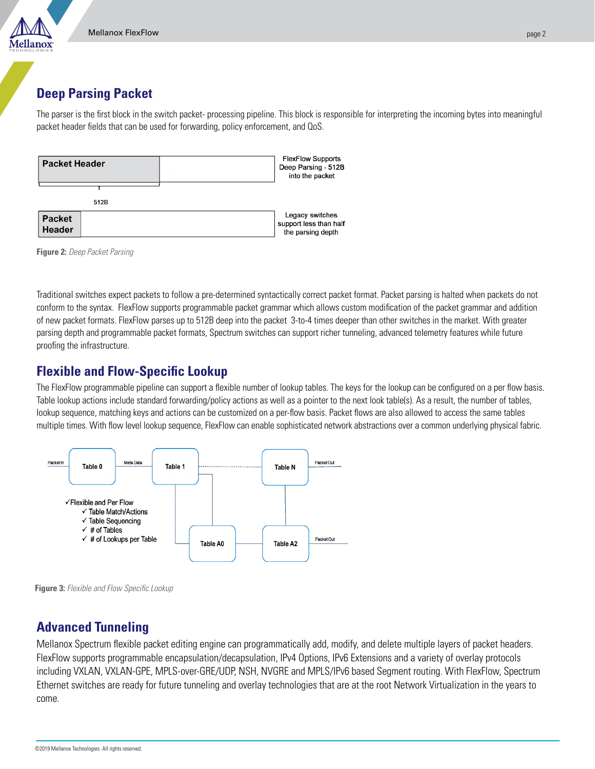## Deep Parsing Packet

The parser is the first block in the switch packet- processing pipeline. This block is responsible for interpreting the incoming bytes into meaningful packet header fields that can be used for forwarding, policy enforcement, and QoS.

**Figure 2:** *Deep Packet Parsing*

Traditional switches expect packets to follow a pre-determined syntactically correct packet format. Packet parsing is halted when packets do not conform to the syntax.  FlexFlow supports programmable packet grammar which allows custom modification of the packet grammar and addition of new packet formats. FlexFlow parses up to 512B deep into the packet  3-to-4 times deeper than other switches in the market. With greater parsing depth and programmable packet formats, Spectrum switches can support richer tunneling, advanced telemetry features while future proofing the infrastructure.

## Flexible and Flow-Specific Lookup

The FlexFlow programmable pipeline can support a flexible number of lookup tables. The keys for the lookup can be configured on a per flow basis. Table lookup actions include standard forwarding/policy actions as well as a pointer to the next look table(s). As a result, the number of tables, lookup sequence, matching keys and actions can be customized on a per-flow basis. Packet flows are also allowed to access the same tables multiple times. With flow level lookup sequence, FlexFlow can enable sophisticated network abstractions over a common underlying physical fabric.

**Figure 3:** *Flexible and Flow Specific Lookup*

## Advanced Tunneling

Mellanox Spectrum flexible packet editing engine can programmatically add, modify, and delete multiple layers of packet headers. FlexFlow supports programmable encapsulation/decapsulation, IPv4 Options, IPv6 Extensions and a variety of overlay protocols including VXLAN, VXLAN-GPE, MPLS-over-GRE/UDP, NSH, NVGRE and MPLS/IPv6 based Segment routing. With FlexFlow, Spectrum Ethernet switches are ready for future tunneling and overlay technologies that are at the root Network Virtualization in the years to come.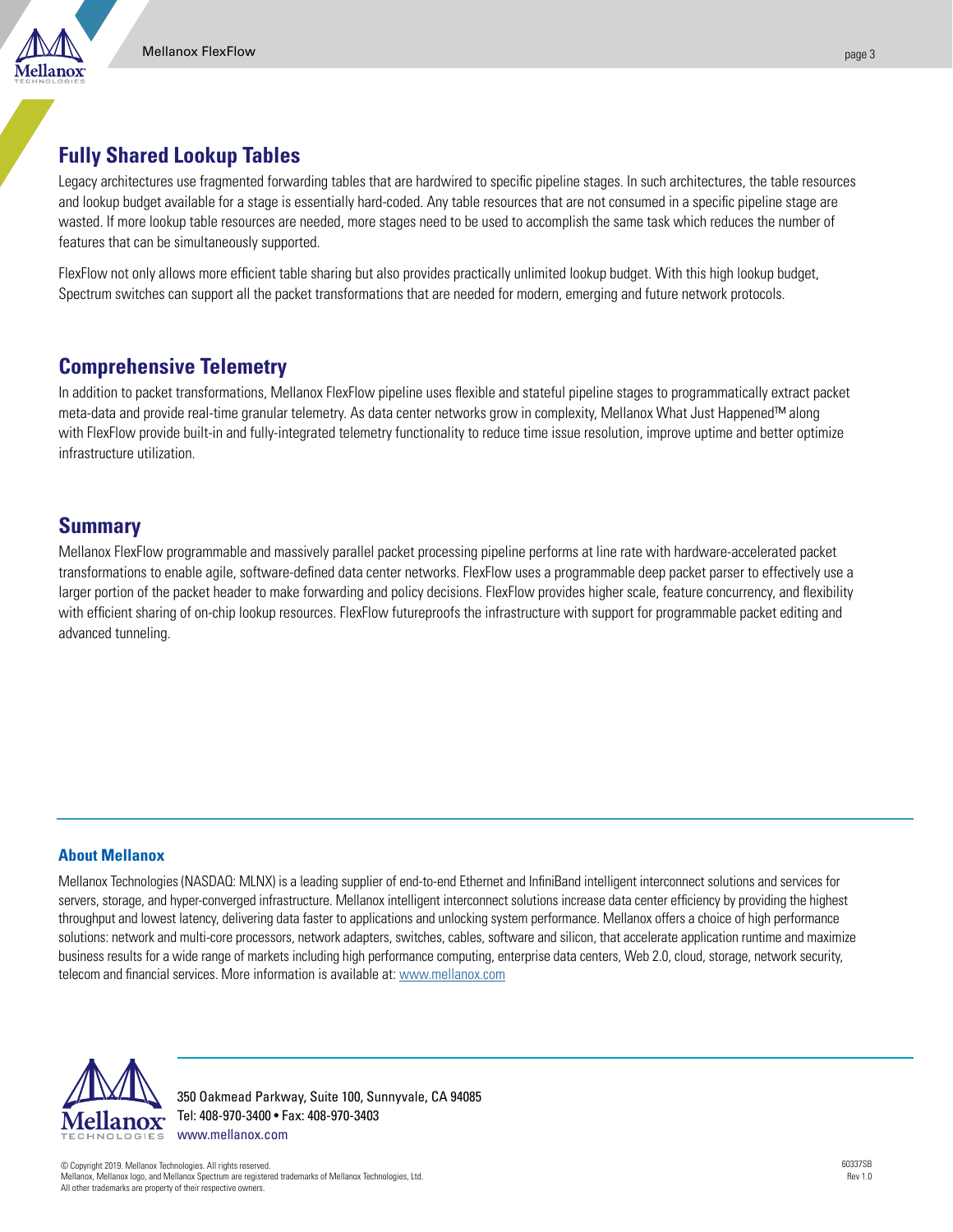## Fully Shared Lookup Tables

Legacy architectures use fragmented forwarding tables that are hardwired to specific pipeline stages. In such architectures, the table resources and lookup budget available for a stage is essentially hard-coded. Any table resources that are not consumed in a specific pipeline stage are wasted. If more lookup table resources are needed, more stages need to be used to accomplish the same task which reduces the number of features that can be simultaneously supported.

FlexFlow not only allows more efficient table sharing but also provides practically unlimited lookup budget. With this high lookup budget, Spectrum switches can support all the packet transformations that are needed for modern, emerging and future network protocols.

## Comprehensive Telemetry

In addition to packet transformations, Mellanox FlexFlow pipeline uses flexible and stateful pipeline stages to programmatically extract packet meta-data and provide real-time granular telemetry. As data center networks grow in complexity, Mellanox What Just Happened™ along with FlexFlow provide built-in and fully-integrated telemetry functionality to reduce time issue resolution, improve uptime and better optimize infrastructure utilization.

## Summary

Mellanox FlexFlow programmable and massively parallel packet processing pipeline performs at line rate with hardware-accelerated packet transformations to enable agile, software-defined data center networks. FlexFlow uses a programmable deep packet parser to effectively use a larger portion of the packet header to make forwarding and policy decisions. FlexFlow provides higher scale, feature concurrency, and flexibility with efficient sharing of on-chip lookup resources. FlexFlow futureproofs the infrastructure with support for programmable packet editing and advanced tunneling.

### About Mellanox

Mellanox Technologies (NASDAQ: MLNX) is a leading supplier of end-to-end Ethernet and InfiniBand intelligent interconnect solutions and services for servers, storage, and hyper-converged infrastructure. Mellanox intelligent interconnect solutions increase data center efficiency by providing the highest throughput and lowest latency, delivering data faster to applications and unlocking system performance. Mellanox offers a choice of high performance solutions: network and multi-core processors, network adapters, switches, cables, software and silicon, that accelerate application runtime and maximize business results for a wide range of markets including high performance computing, enterprise data centers, Web 2.0, cloud, storage, network security, telecom and financial services. More information is available at: www.mellanox.com

350 Oakmead Parkway, Suite 100, Sunnyvale, CA 94085
Tel: 408-970-3400 • Fax: 408-970-3403
www.mellanox.com

© Copyright 2019. Mellanox Technologies. All rights reserved.
Mellanox, Mellanox logo, and Mellanox Spectrum are registered trademarks of Mellanox Technologies, Ltd.
All other trademarks are property of their respective owners.

60337SB
Rev 1.0